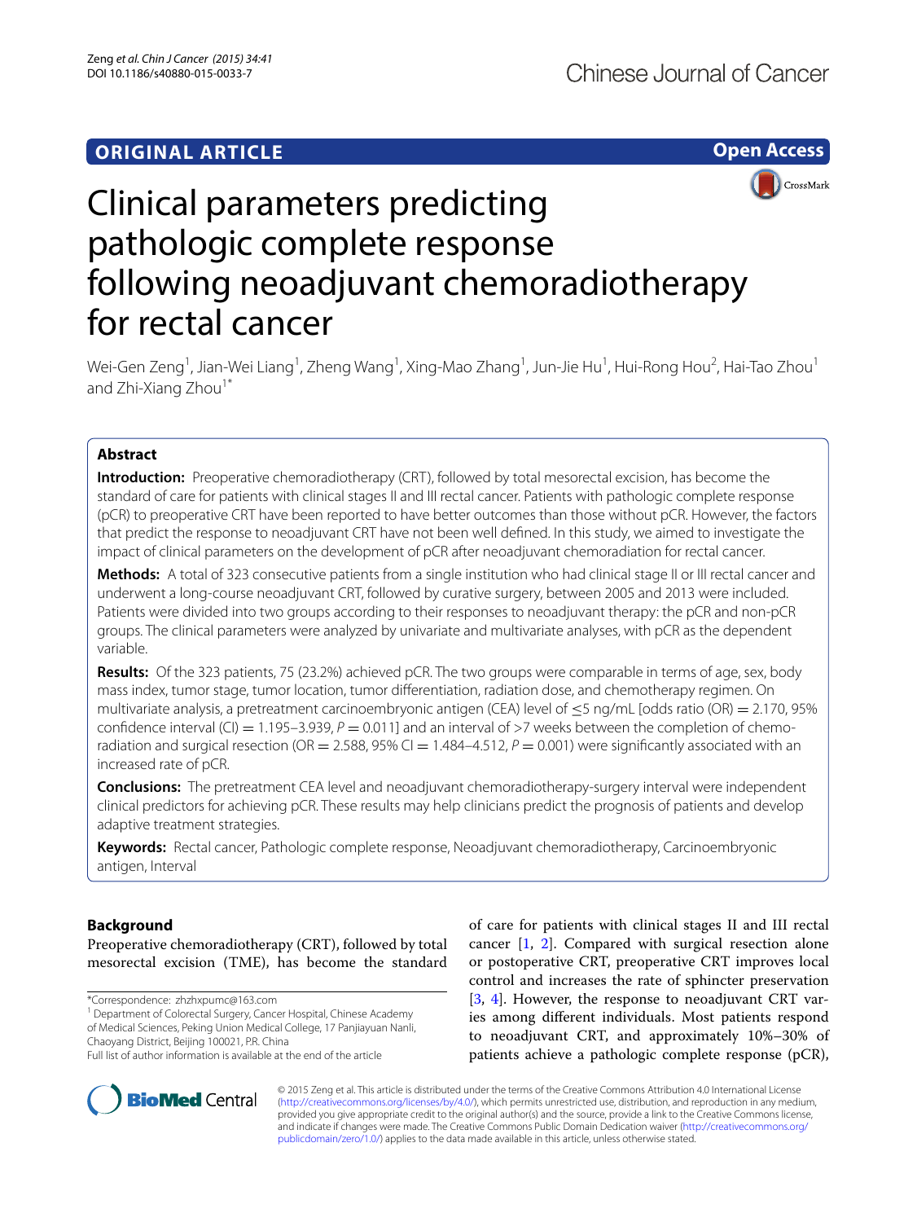**ORIGINAL ARTICLE** **Open Access**

# Clinical parameters predicting pathologic complete response following neoadjuvant chemoradiotherapy for rectal cancer

Wei-Gen Zeng[1], Jian-Wei Liang[1], Zheng Wang[1], Xing-Mao Zhang[1], Jun-Jie Hu[1], Hui-Rong Hou[2], Hai-Tao Zhou[1] and Zhi-Xiang Zhou[1*]

## Abstract

**Introduction:** Preoperative chemoradiotherapy (CRT), followed by total mesorectal excision, has become the standard of care for patients with clinical stages II and III rectal cancer. Patients with pathologic complete response (pCR) to preoperative CRT have been reported to have better outcomes than those without pCR. However, the factors that predict the response to neoadjuvant CRT have not been well defined. In this study, we aimed to investigate the impact of clinical parameters on the development of pCR after neoadjuvant chemoradiation for rectal cancer.

**Methods:** A total of 323 consecutive patients from a single institution who had clinical stage II or III rectal cancer and underwent a long-course neoadjuvant CRT, followed by curative surgery, between 2005 and 2013 were included. Patients were divided into two groups according to their responses to neoadjuvant therapy: the pCR and non-pCR groups. The clinical parameters were analyzed by univariate and multivariate analyses, with pCR as the dependent variable.

**Results:** Of the 323 patients, 75 (23.2%) achieved pCR. The two groups were comparable in terms of age, sex, body mass index, tumor stage, tumor location, tumor differentiation, radiation dose, and chemotherapy regimen. On multivariate analysis, a pretreatment carcinoembryonic antigen (CEA) level of ≤5 ng/mL [odds ratio (OR) = 2.170, 95% confidence interval (CI) = 1.195–3.939, $P = 0.011$] and an interval of >7 weeks between the completion of chemoradiation and surgical resection (OR = 2.588, 95% CI = 1.484–4.512, $P = 0.001$) were significantly associated with an increased rate of pCR.

**Conclusions:** The pretreatment CEA level and neoadjuvant chemoradiotherapy-surgery interval were independent clinical predictors for achieving pCR. These results may help clinicians predict the prognosis of patients and develop adaptive treatment strategies.

**Keywords:** Rectal cancer, Pathologic complete response, Neoadjuvant chemoradiotherapy, Carcinoembryonic antigen, Interval

## Background

Preoperative chemoradiotherapy (CRT), followed by total mesorectal excision (TME), has become the standard of care for patients with clinical stages II and III rectal cancer [1, 2]. Compared with surgical resection alone or postoperative CRT, preoperative CRT improves local control and increases the rate of sphincter preservation [3, 4]. However, the response to neoadjuvant CRT varies among different individuals. Most patients respond to neoadjuvant CRT, and approximately 10%–30% of patients achieve a pathologic complete response (pCR),

*Correspondence: zhzhxpumc@163.com
[1] Department of Colorectal Surgery, Cancer Hospital, Chinese Academy of Medical Sciences, Peking Union Medical College, 17 Panjiayuan Nanli, Chaoyang District, Beijing 100021, P.R. China
Full list of author information is available at the end of the article

© 2015 Zeng et al. This article is distributed under the terms of the Creative Commons Attribution 4.0 International License (http://creativecommons.org/licenses/by/4.0/), which permits unrestricted use, distribution, and reproduction in any medium, provided you give appropriate credit to the original author(s) and the source, provide a link to the Creative Commons license, and indicate if changes were made. The Creative Commons Public Domain Dedication waiver (http://creativecommons.org/publicdomain/zero/1.0/) applies to the data made available in this article, unless otherwise stated.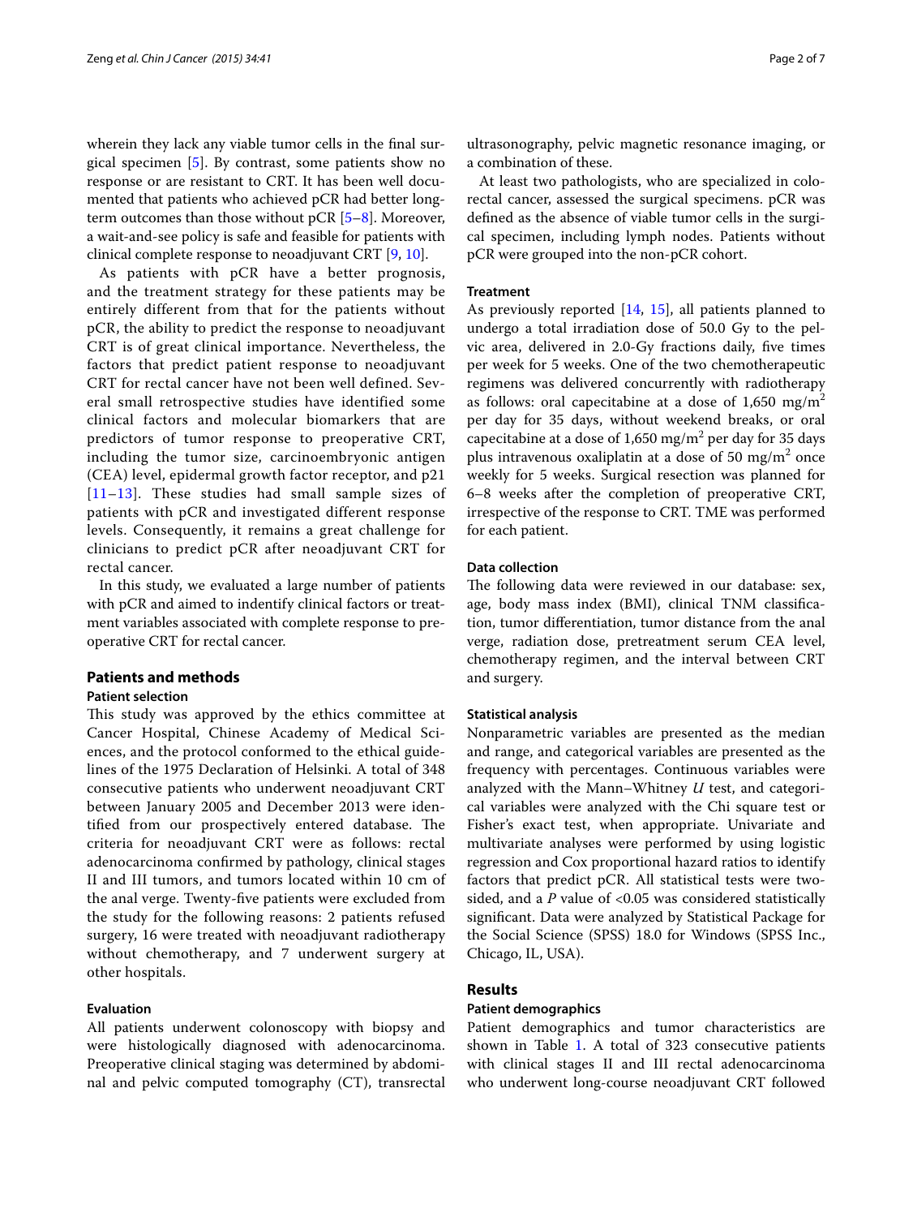wherein they lack any viable tumor cells in the final surgical specimen [5]. By contrast, some patients show no response or are resistant to CRT. It has been well documented that patients who achieved pCR had better long-term outcomes than those without pCR [5–8]. Moreover, a wait-and-see policy is safe and feasible for patients with clinical complete response to neoadjuvant CRT [9, 10].

As patients with pCR have a better prognosis, and the treatment strategy for these patients may be entirely different from that for the patients without pCR, the ability to predict the response to neoadjuvant CRT is of great clinical importance. Nevertheless, the factors that predict patient response to neoadjuvant CRT for rectal cancer have not been well defined. Several small retrospective studies have identified some clinical factors and molecular biomarkers that are predictors of tumor response to preoperative CRT, including the tumor size, carcinoembryonic antigen (CEA) level, epidermal growth factor receptor, and p21 [11–13]. These studies had small sample sizes of patients with pCR and investigated different response levels. Consequently, it remains a great challenge for clinicians to predict pCR after neoadjuvant CRT for rectal cancer.

In this study, we evaluated a large number of patients with pCR and aimed to indentify clinical factors or treatment variables associated with complete response to preoperative CRT for rectal cancer.

## Patients and methods

### Patient selection

This study was approved by the ethics committee at Cancer Hospital, Chinese Academy of Medical Sciences, and the protocol conformed to the ethical guidelines of the 1975 Declaration of Helsinki. A total of 348 consecutive patients who underwent neoadjuvant CRT between January 2005 and December 2013 were identified from our prospectively entered database. The criteria for neoadjuvant CRT were as follows: rectal adenocarcinoma confirmed by pathology, clinical stages II and III tumors, and tumors located within 10 cm of the anal verge. Twenty-five patients were excluded from the study for the following reasons: 2 patients refused surgery, 16 were treated with neoadjuvant radiotherapy without chemotherapy, and 7 underwent surgery at other hospitals.

### Evaluation

All patients underwent colonoscopy with biopsy and were histologically diagnosed with adenocarcinoma. Preoperative clinical staging was determined by abdominal and pelvic computed tomography (CT), transrectal ultrasonography, pelvic magnetic resonance imaging, or a combination of these.

At least two pathologists, who are specialized in colorectal cancer, assessed the surgical specimens. pCR was defined as the absence of viable tumor cells in the surgical specimen, including lymph nodes. Patients without pCR were grouped into the non-pCR cohort.

### Treatment

As previously reported [14, 15], all patients planned to undergo a total irradiation dose of 50.0 Gy to the pelvic area, delivered in 2.0-Gy fractions daily, five times per week for 5 weeks. One of the two chemotherapeutic regimens was delivered concurrently with radiotherapy as follows: oral capecitabine at a dose of 1,650 mg/m$^2$ per day for 35 days, without weekend breaks, or oral capecitabine at a dose of 1,650 mg/m$^2$ per day for 35 days plus intravenous oxaliplatin at a dose of 50 mg/m$^2$ once weekly for 5 weeks. Surgical resection was planned for 6–8 weeks after the completion of preoperative CRT, irrespective of the response to CRT. TME was performed for each patient.

### Data collection

The following data were reviewed in our database: sex, age, body mass index (BMI), clinical TNM classification, tumor differentiation, tumor distance from the anal verge, radiation dose, pretreatment serum CEA level, chemotherapy regimen, and the interval between CRT and surgery.

### Statistical analysis

Nonparametric variables are presented as the median and range, and categorical variables are presented as the frequency with percentages. Continuous variables were analyzed with the Mann–Whitney *U* test, and categorical variables were analyzed with the Chi square test or Fisher's exact test, when appropriate. Univariate and multivariate analyses were performed by using logistic regression and Cox proportional hazard ratios to identify factors that predict pCR. All statistical tests were two-sided, and a *P* value of <0.05 was considered statistically significant. Data were analyzed by Statistical Package for the Social Science (SPSS) 18.0 for Windows (SPSS Inc., Chicago, IL, USA).

## Results

### Patient demographics

Patient demographics and tumor characteristics are shown in Table 1. A total of 323 consecutive patients with clinical stages II and III rectal adenocarcinoma who underwent long-course neoadjuvant CRT followed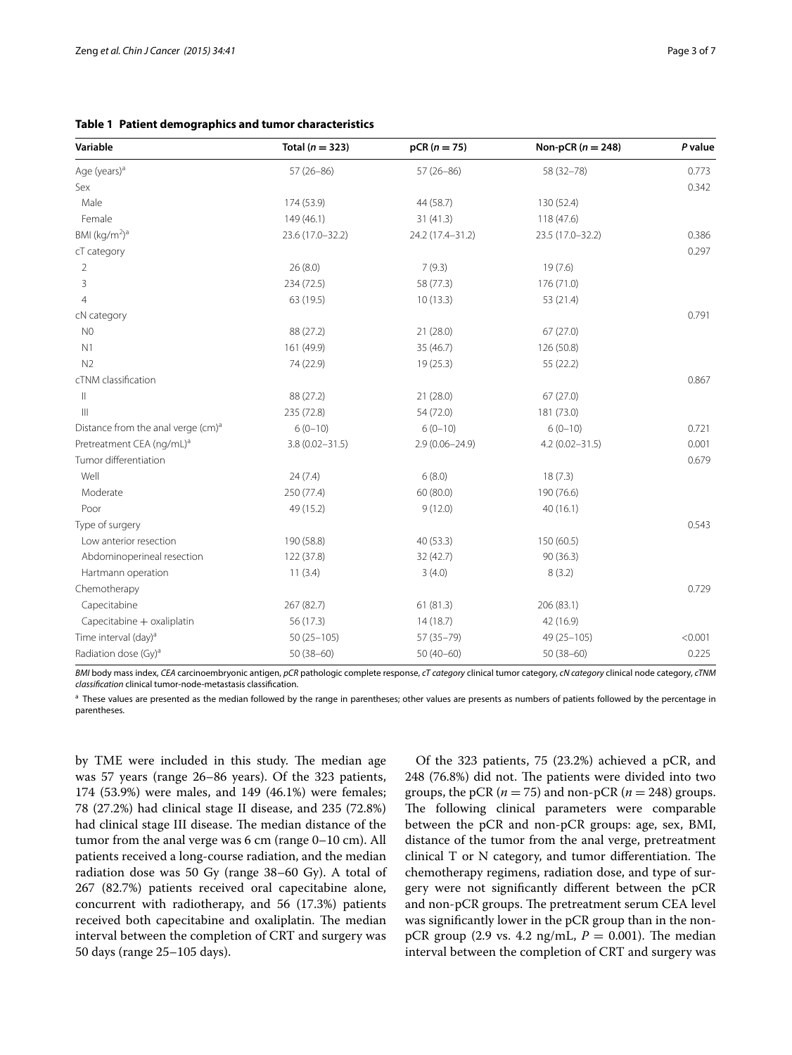**Table 1 Patient demographics and tumor characteristics**

| Variable | Total ($n = 323$) | pCR ($n = 75$) | Non-pCR ($n = 248$) | *P* value |
|---|---|---|---|---|
| Age (years)[a] | 57 (26–86) | 57 (26–86) | 58 (32–78) | 0.773 |
| Sex | | | | 0.342 |
| Male | 174 (53.9) | 44 (58.7) | 130 (52.4) | |
| Female | 149 (46.1) | 31 (41.3) | 118 (47.6) | |
| BMI (kg/m$^2$)[a] | 23.6 (17.0–32.2) | 24.2 (17.4–31.2) | 23.5 (17.0–32.2) | 0.386 |
| cT category | | | | 0.297 |
| 2 | 26 (8.0) | 7 (9.3) | 19 (7.6) | |
| 3 | 234 (72.5) | 58 (77.3) | 176 (71.0) | |
| 4 | 63 (19.5) | 10 (13.3) | 53 (21.4) | |
| cN category | | | | 0.791 |
| N0 | 88 (27.2) | 21 (28.0) | 67 (27.0) | |
| N1 | 161 (49.9) | 35 (46.7) | 126 (50.8) | |
| N2 | 74 (22.9) | 19 (25.3) | 55 (22.2) | |
| cTNM classification | | | | 0.867 |
| II | 88 (27.2) | 21 (28.0) | 67 (27.0) | |
| III | 235 (72.8) | 54 (72.0) | 181 (73.0) | |
| Distance from the anal verge (cm)[a] | 6 (0–10) | 6 (0–10) | 6 (0–10) | 0.721 |
| Pretreatment CEA (ng/mL)[a] | 3.8 (0.02–31.5) | 2.9 (0.06–24.9) | 4.2 (0.02–31.5) | 0.001 |
| Tumor differentiation | | | | 0.679 |
| Well | 24 (7.4) | 6 (8.0) | 18 (7.3) | |
| Moderate | 250 (77.4) | 60 (80.0) | 190 (76.6) | |
| Poor | 49 (15.2) | 9 (12.0) | 40 (16.1) | |
| Type of surgery | | | | 0.543 |
| Low anterior resection | 190 (58.8) | 40 (53.3) | 150 (60.5) | |
| Abdominoperineal resection | 122 (37.8) | 32 (42.7) | 90 (36.3) | |
| Hartmann operation | 11 (3.4) | 3 (4.0) | 8 (3.2) | |
| Chemotherapy | | | | 0.729 |
| Capecitabine | 267 (82.7) | 61 (81.3) | 206 (83.1) | |
| Capecitabine + oxaliplatin | 56 (17.3) | 14 (18.7) | 42 (16.9) | |
| Time interval (day)[a] | 50 (25–105) | 57 (35–79) | 49 (25–105) | <0.001 |
| Radiation dose (Gy)[a] | 50 (38–60) | 50 (40–60) | 50 (38–60) | 0.225 |

*BMI* body mass index, *CEA* carcinoembryonic antigen, *pCR* pathologic complete response, *cT category* clinical tumor category, *cN category* clinical node category, *cTNM classification* clinical tumor-node-metastasis classification.

[a] These values are presented as the median followed by the range in parentheses; other values are presents as numbers of patients followed by the percentage in parentheses.

by TME were included in this study. The median age was 57 years (range 26–86 years). Of the 323 patients, 174 (53.9%) were males, and 149 (46.1%) were females; 78 (27.2%) had clinical stage II disease, and 235 (72.8%) had clinical stage III disease. The median distance of the tumor from the anal verge was 6 cm (range 0–10 cm). All patients received a long-course radiation, and the median radiation dose was 50 Gy (range 38–60 Gy). A total of 267 (82.7%) patients received oral capecitabine alone, concurrent with radiotherapy, and 56 (17.3%) patients received both capecitabine and oxaliplatin. The median interval between the completion of CRT and surgery was 50 days (range 25–105 days).

Of the 323 patients, 75 (23.2%) achieved a pCR, and 248 (76.8%) did not. The patients were divided into two groups, the pCR ($n = 75$) and non-pCR ($n = 248$) groups. The following clinical parameters were comparable between the pCR and non-pCR groups: age, sex, BMI, distance of the tumor from the anal verge, pretreatment clinical T or N category, and tumor differentiation. The chemotherapy regimens, radiation dose, and type of surgery were not significantly different between the pCR and non-pCR groups. The pretreatment serum CEA level was significantly lower in the pCR group than in the non-pCR group (2.9 vs. 4.2 ng/mL, $P = 0.001$). The median interval between the completion of CRT and surgery was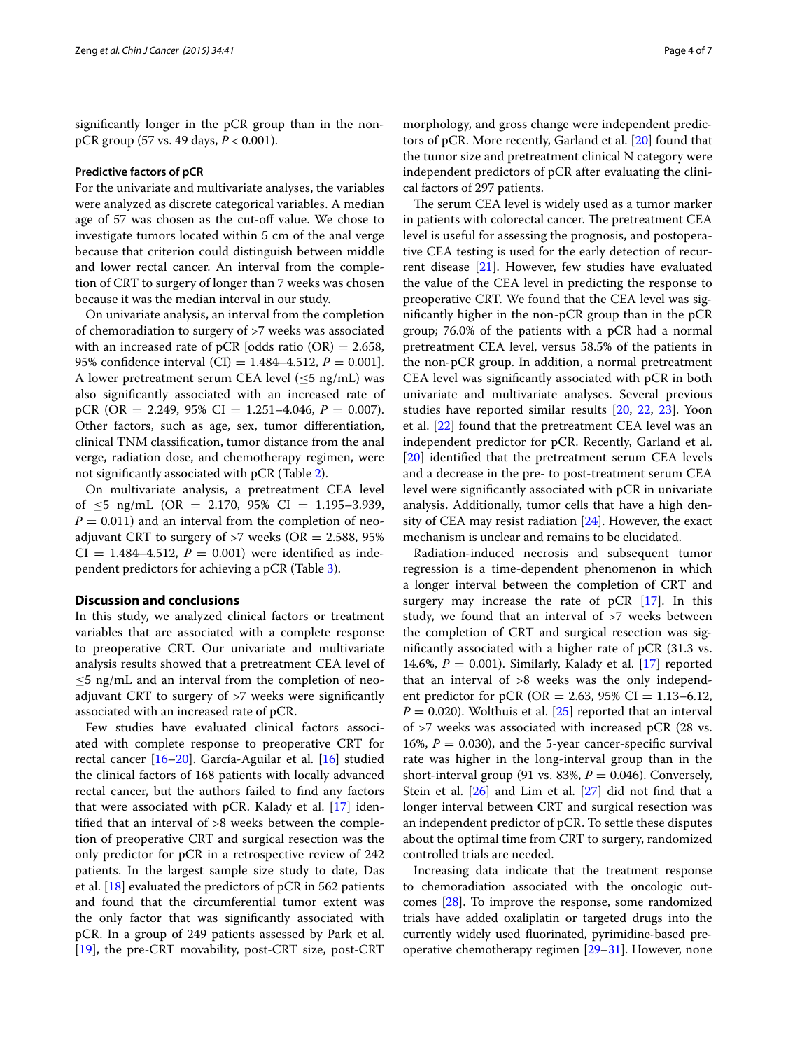significantly longer in the pCR group than in the non-pCR group (57 vs. 49 days, $P < 0.001$).

#### Predictive factors of pCR

For the univariate and multivariate analyses, the variables were analyzed as discrete categorical variables. A median age of 57 was chosen as the cut-off value. We chose to investigate tumors located within 5 cm of the anal verge because that criterion could distinguish between middle and lower rectal cancer. An interval from the completion of CRT to surgery of longer than 7 weeks was chosen because it was the median interval in our study.

On univariate analysis, an interval from the completion of chemoradiation to surgery of >7 weeks was associated with an increased rate of pCR [odds ratio (OR) = 2.658, 95% confidence interval (CI) = 1.484–4.512, $P = 0.001$]. A lower pretreatment serum CEA level (≤5 ng/mL) was also significantly associated with an increased rate of pCR (OR = 2.249, 95% CI = 1.251–4.046, $P = 0.007$). Other factors, such as age, sex, tumor differentiation, clinical TNM classification, tumor distance from the anal verge, radiation dose, and chemotherapy regimen, were not significantly associated with pCR (Table 2).

On multivariate analysis, a pretreatment CEA level of ≤5 ng/mL (OR = 2.170, 95% CI = 1.195–3.939, $P = 0.011$) and an interval from the completion of neoadjuvant CRT to surgery of >7 weeks (OR = 2.588, 95% CI = 1.484–4.512, $P = 0.001$) were identified as independent predictors for achieving a pCR (Table 3).

### Discussion and conclusions

In this study, we analyzed clinical factors or treatment variables that are associated with a complete response to preoperative CRT. Our univariate and multivariate analysis results showed that a pretreatment CEA level of ≤5 ng/mL and an interval from the completion of neoadjuvant CRT to surgery of >7 weeks were significantly associated with an increased rate of pCR.

Few studies have evaluated clinical factors associated with complete response to preoperative CRT for rectal cancer [16–20]. García-Aguilar et al. [16] studied the clinical factors of 168 patients with locally advanced rectal cancer, but the authors failed to find any factors that were associated with pCR. Kalady et al. [17] identified that an interval of >8 weeks between the completion of preoperative CRT and surgical resection was the only predictor for pCR in a retrospective review of 242 patients. In the largest sample size study to date, Das et al. [18] evaluated the predictors of pCR in 562 patients and found that the circumferential tumor extent was the only factor that was significantly associated with pCR. In a group of 249 patients assessed by Park et al. [19], the pre-CRT movability, post-CRT size, post-CRT morphology, and gross change were independent predictors of pCR. More recently, Garland et al. [20] found that the tumor size and pretreatment clinical N category were independent predictors of pCR after evaluating the clinical factors of 297 patients.

The serum CEA level is widely used as a tumor marker in patients with colorectal cancer. The pretreatment CEA level is useful for assessing the prognosis, and postoperative CEA testing is used for the early detection of recurrent disease [21]. However, few studies have evaluated the value of the CEA level in predicting the response to preoperative CRT. We found that the CEA level was significantly higher in the non-pCR group than in the pCR group; 76.0% of the patients with a pCR had a normal pretreatment CEA level, versus 58.5% of the patients in the non-pCR group. In addition, a normal pretreatment CEA level was significantly associated with pCR in both univariate and multivariate analyses. Several previous studies have reported similar results [20, 22, 23]. Yoon et al. [22] found that the pretreatment CEA level was an independent predictor for pCR. Recently, Garland et al. [20] identified that the pretreatment serum CEA levels and a decrease in the pre- to post-treatment serum CEA level were significantly associated with pCR in univariate analysis. Additionally, tumor cells that have a high density of CEA may resist radiation [24]. However, the exact mechanism is unclear and remains to be elucidated.

Radiation-induced necrosis and subsequent tumor regression is a time-dependent phenomenon in which a longer interval between the completion of CRT and surgery may increase the rate of pCR [17]. In this study, we found that an interval of >7 weeks between the completion of CRT and surgical resection was significantly associated with a higher rate of pCR (31.3 vs. 14.6%, $P = 0.001$). Similarly, Kalady et al. [17] reported that an interval of >8 weeks was the only independent predictor for pCR (OR = 2.63, 95% CI = 1.13–6.12, $P = 0.020$). Wolthuis et al. [25] reported that an interval of >7 weeks was associated with increased pCR (28 vs. 16%, $P = 0.030$), and the 5-year cancer-specific survival rate was higher in the long-interval group than in the short-interval group (91 vs. 83%, $P = 0.046$). Conversely, Stein et al. [26] and Lim et al. [27] did not find that a longer interval between CRT and surgical resection was an independent predictor of pCR. To settle these disputes about the optimal time from CRT to surgery, randomized controlled trials are needed.

Increasing data indicate that the treatment response to chemoradiation associated with the oncologic outcomes [28]. To improve the response, some randomized trials have added oxaliplatin or targeted drugs into the currently widely used fluorinated, pyrimidine-based preoperative chemotherapy regimen [29–31]. However, none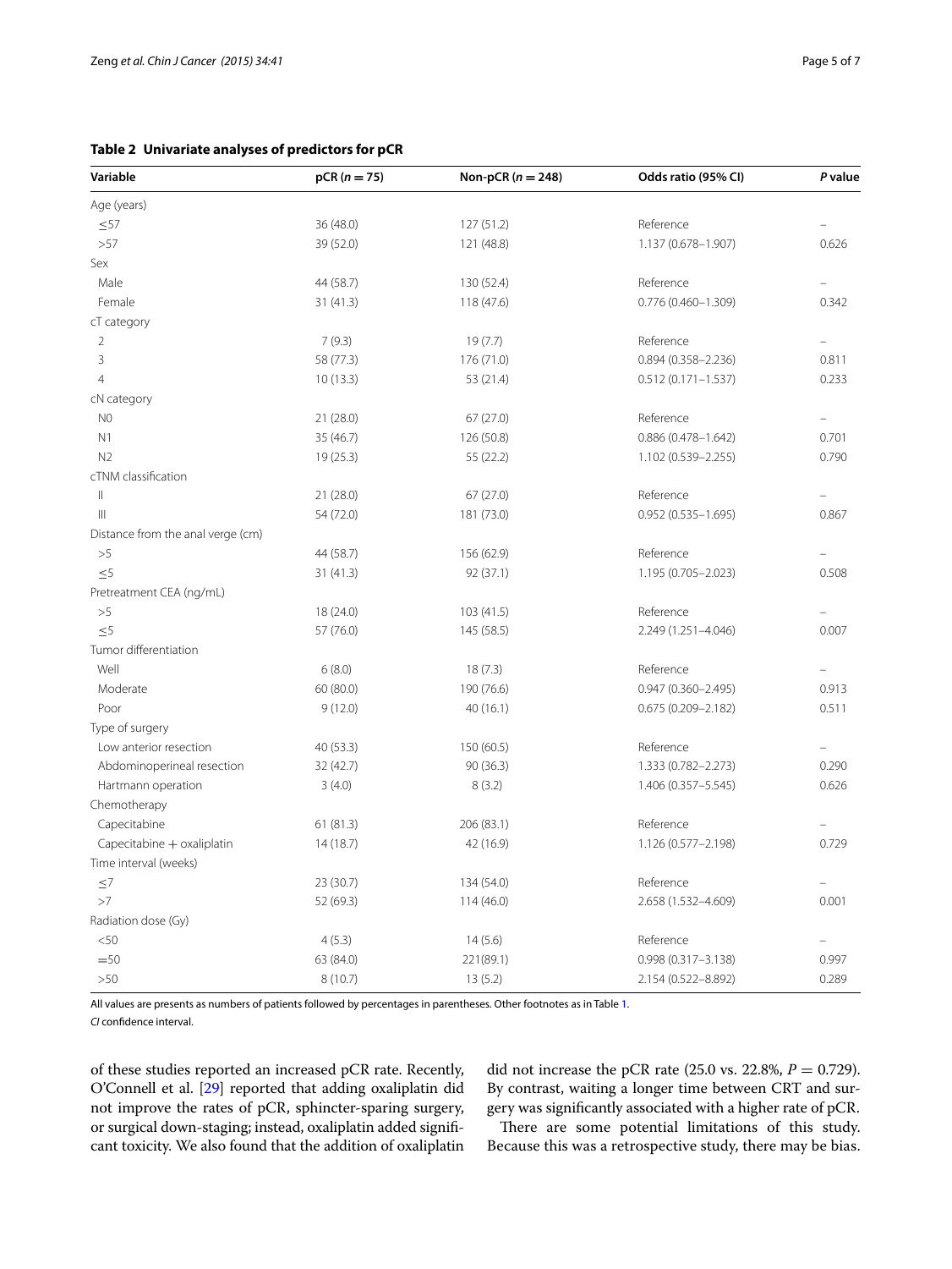**Table 2 Univariate analyses of predictors for pCR**

| Variable | pCR ($n = 75$) | Non-pCR ($n = 248$) | Odds ratio (95% CI) | *P* value |
|---|---|---|---|---|
| Age (years) | | | | |
| ≤57 | 36 (48.0) | 127 (51.2) | Reference | – |
| >57 | 39 (52.0) | 121 (48.8) | 1.137 (0.678–1.907) | 0.626 |
| Sex | | | | |
| Male | 44 (58.7) | 130 (52.4) | Reference | – |
| Female | 31 (41.3) | 118 (47.6) | 0.776 (0.460–1.309) | 0.342 |
| cT category | | | | |
| 2 | 7 (9.3) | 19 (7.7) | Reference | – |
| 3 | 58 (77.3) | 176 (71.0) | 0.894 (0.358–2.236) | 0.811 |
| 4 | 10 (13.3) | 53 (21.4) | 0.512 (0.171–1.537) | 0.233 |
| cN category | | | | |
| N0 | 21 (28.0) | 67 (27.0) | Reference | – |
| N1 | 35 (46.7) | 126 (50.8) | 0.886 (0.478–1.642) | 0.701 |
| N2 | 19 (25.3) | 55 (22.2) | 1.102 (0.539–2.255) | 0.790 |
| cTNM classification | | | | |
| II | 21 (28.0) | 67 (27.0) | Reference | – |
| III | 54 (72.0) | 181 (73.0) | 0.952 (0.535–1.695) | 0.867 |
| Distance from the anal verge (cm) | | | | |
| >5 | 44 (58.7) | 156 (62.9) | Reference | – |
| ≤5 | 31 (41.3) | 92 (37.1) | 1.195 (0.705–2.023) | 0.508 |
| Pretreatment CEA (ng/mL) | | | | |
| >5 | 18 (24.0) | 103 (41.5) | Reference | – |
| ≤5 | 57 (76.0) | 145 (58.5) | 2.249 (1.251–4.046) | 0.007 |
| Tumor differentiation | | | | |
| Well | 6 (8.0) | 18 (7.3) | Reference | – |
| Moderate | 60 (80.0) | 190 (76.6) | 0.947 (0.360–2.495) | 0.913 |
| Poor | 9 (12.0) | 40 (16.1) | 0.675 (0.209–2.182) | 0.511 |
| Type of surgery | | | | |
| Low anterior resection | 40 (53.3) | 150 (60.5) | Reference | – |
| Abdominoperineal resection | 32 (42.7) | 90 (36.3) | 1.333 (0.782–2.273) | 0.290 |
| Hartmann operation | 3 (4.0) | 8 (3.2) | 1.406 (0.357–5.545) | 0.626 |
| Chemotherapy | | | | |
| Capecitabine | 61 (81.3) | 206 (83.1) | Reference | – |
| Capecitabine + oxaliplatin | 14 (18.7) | 42 (16.9) | 1.126 (0.577–2.198) | 0.729 |
| Time interval (weeks) | | | | |
| ≤7 | 23 (30.7) | 134 (54.0) | Reference | – |
| >7 | 52 (69.3) | 114 (46.0) | 2.658 (1.532–4.609) | 0.001 |
| Radiation dose (Gy) | | | | |
| <50 | 4 (5.3) | 14 (5.6) | Reference | – |
| =50 | 63 (84.0) | 221(89.1) | 0.998 (0.317–3.138) | 0.997 |
| >50 | 8 (10.7) | 13 (5.2) | 2.154 (0.522–8.892) | 0.289 |

All values are presents as numbers of patients followed by percentages in parentheses. Other footnotes as in Table 1.

*CI* confidence interval.

of these studies reported an increased pCR rate. Recently, O'Connell et al. [29] reported that adding oxaliplatin did not improve the rates of pCR, sphincter-sparing surgery, or surgical down-staging; instead, oxaliplatin added significant toxicity. We also found that the addition of oxaliplatin did not increase the pCR rate (25.0 vs. 22.8%, $P = 0.729$). By contrast, waiting a longer time between CRT and surgery was significantly associated with a higher rate of pCR.

There are some potential limitations of this study. Because this was a retrospective study, there may be bias.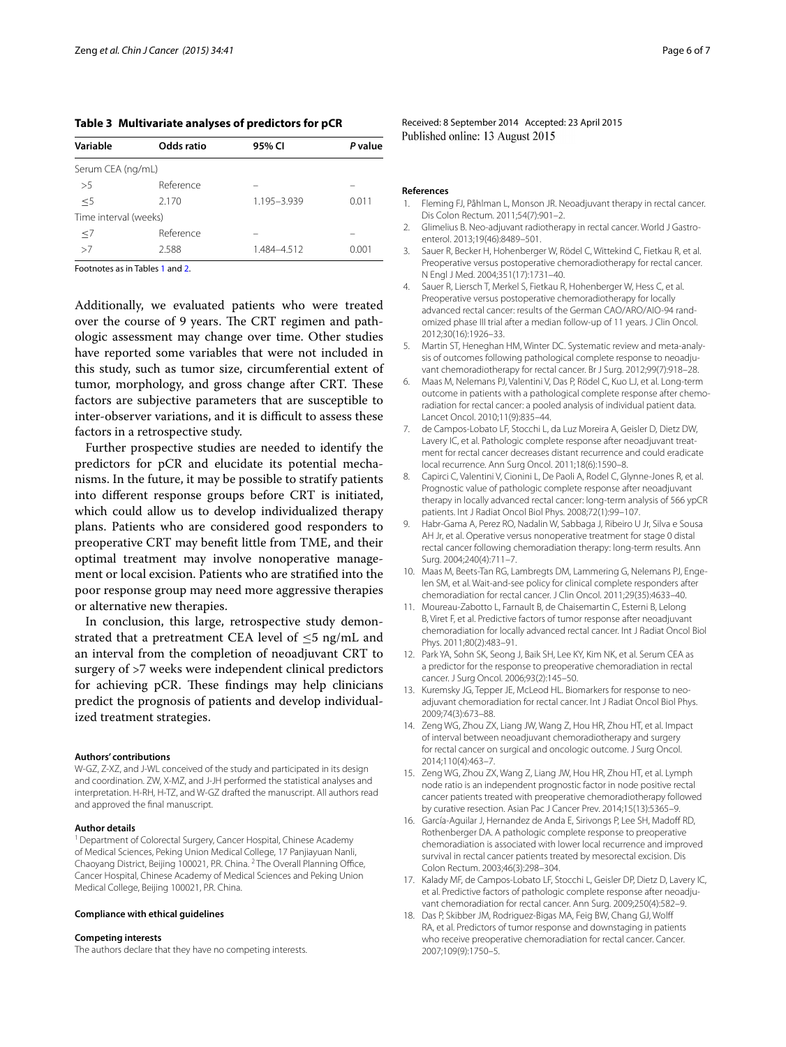**Table 3 Multivariate analyses of predictors for pCR**

| Variable | Odds ratio | 95% CI | *P* value |
|---|---|---|---|
| Serum CEA (ng/mL) | | | |
| >5 | Reference | – | – |
| ≤5 | 2.170 | 1.195–3.939 | 0.011 |
| Time interval (weeks) | | | |
| ≤7 | Reference | – | – |
| >7 | 2.588 | 1.484–4.512 | 0.001 |

Footnotes as in Tables 1 and 2.

Additionally, we evaluated patients who were treated over the course of 9 years. The CRT regimen and pathologic assessment may change over time. Other studies have reported some variables that were not included in this study, such as tumor size, circumferential extent of tumor, morphology, and gross change after CRT. These factors are subjective parameters that are susceptible to inter-observer variations, and it is difficult to assess these factors in a retrospective study.

Further prospective studies are needed to identify the predictors for pCR and elucidate its potential mechanisms. In the future, it may be possible to stratify patients into different response groups before CRT is initiated, which could allow us to develop individualized therapy plans. Patients who are considered good responders to preoperative CRT may benefit little from TME, and their optimal treatment may involve nonoperative management or local excision. Patients who are stratified into the poor response group may need more aggressive therapies or alternative new therapies.

In conclusion, this large, retrospective study demonstrated that a pretreatment CEA level of ≤5 ng/mL and an interval from the completion of neoadjuvant CRT to surgery of >7 weeks were independent clinical predictors for achieving pCR. These findings may help clinicians predict the prognosis of patients and develop individualized treatment strategies.

#### Authors' contributions

W-GZ, Z-XZ, and J-WL conceived of the study and participated in its design and coordination. ZW, X-MZ, and J-JH performed the statistical analyses and interpretation. H-RH, H-TZ, and W-GZ drafted the manuscript. All authors read and approved the final manuscript.

#### Author details

[1] Department of Colorectal Surgery, Cancer Hospital, Chinese Academy of Medical Sciences, Peking Union Medical College, 17 Panjiayuan Nanli, Chaoyang District, Beijing 100021, P.R. China. [2] The Overall Planning Office, Cancer Hospital, Chinese Academy of Medical Sciences and Peking Union Medical College, Beijing 100021, P.R. China.

#### Compliance with ethical guidelines

#### Competing interests

The authors declare that they have no competing interests.

Received: 8 September 2014 Accepted: 23 April 2015
Published online: 13 August 2015

#### References

1. Fleming FJ, Påhlman L, Monson JR. Neoadjuvant therapy in rectal cancer. Dis Colon Rectum. 2011;54(7):901–2.
2. Glimelius B. Neo-adjuvant radiotherapy in rectal cancer. World J Gastroenterol. 2013;19(46):8489–501.
3. Sauer R, Becker H, Hohenberger W, Rödel C, Wittekind C, Fietkau R, et al. Preoperative versus postoperative chemoradiotherapy for rectal cancer. N Engl J Med. 2004;351(17):1731–40.
4. Sauer R, Liersch T, Merkel S, Fietkau R, Hohenberger W, Hess C, et al. Preoperative versus postoperative chemoradiotherapy for locally advanced rectal cancer: results of the German CAO/ARO/AIO-94 randomized phase III trial after a median follow-up of 11 years. J Clin Oncol. 2012;30(16):1926–33.
5. Martin ST, Heneghan HM, Winter DC. Systematic review and meta-analysis of outcomes following pathological complete response to neoadjuvant chemoradiotherapy for rectal cancer. Br J Surg. 2012;99(7):918–28.
6. Maas M, Nelemans PJ, Valentini V, Das P, Rödel C, Kuo LJ, et al. Long-term outcome in patients with a pathological complete response after chemoradiation for rectal cancer: a pooled analysis of individual patient data. Lancet Oncol. 2010;11(9):835–44.
7. de Campos-Lobato LF, Stocchi L, da Luz Moreira A, Geisler D, Dietz DW, Lavery IC, et al. Pathologic complete response after neoadjuvant treatment for rectal cancer decreases distant recurrence and could eradicate local recurrence. Ann Surg Oncol. 2011;18(6):1590–8.
8. Capirci C, Valentini V, Cionini L, De Paoli A, Rodel C, Glynne-Jones R, et al. Prognostic value of pathologic complete response after neoadjuvant therapy in locally advanced rectal cancer: long-term analysis of 566 ypCR patients. Int J Radiat Oncol Biol Phys. 2008;72(1):99–107.
9. Habr-Gama A, Perez RO, Nadalin W, Sabbaga J, Ribeiro U Jr, Silva e Sousa AH Jr, et al. Operative versus nonoperative treatment for stage 0 distal rectal cancer following chemoradiation therapy: long-term results. Ann Surg. 2004;240(4):711–7.
10. Maas M, Beets-Tan RG, Lambregts DM, Lammering G, Nelemans PJ, Engelen SM, et al. Wait-and-see policy for clinical complete responders after chemoradiation for rectal cancer. J Clin Oncol. 2011;29(35):4633–40.
11. Moureau-Zabotto L, Farnault B, de Chaisemartin C, Esterni B, Lelong B, Viret F, et al. Predictive factors of tumor response after neoadjuvant chemoradiation for locally advanced rectal cancer. Int J Radiat Oncol Biol Phys. 2011;80(2):483–91.
12. Park YA, Sohn SK, Seong J, Baik SH, Lee KY, Kim NK, et al. Serum CEA as a predictor for the response to preoperative chemoradiation in rectal cancer. J Surg Oncol. 2006;93(2):145–50.
13. Kuremsky JG, Tepper JE, McLeod HL. Biomarkers for response to neoadjuvant chemoradiation for rectal cancer. Int J Radiat Oncol Biol Phys. 2009;74(3):673–88.
14. Zeng WG, Zhou ZX, Liang JW, Wang Z, Hou HR, Zhou HT, et al. Impact of interval between neoadjuvant chemoradiotherapy and surgery for rectal cancer on surgical and oncologic outcome. J Surg Oncol. 2014;110(4):463–7.
15. Zeng WG, Zhou ZX, Wang Z, Liang JW, Hou HR, Zhou HT, et al. Lymph node ratio is an independent prognostic factor in node positive rectal cancer patients treated with preoperative chemoradiotherapy followed by curative resection. Asian Pac J Cancer Prev. 2014;15(13):5365–9.
16. García-Aguilar J, Hernandez de Anda E, Sirivongs P, Lee SH, Madoff RD, Rothenberger DA. A pathologic complete response to preoperative chemoradiation is associated with lower local recurrence and improved survival in rectal cancer patients treated by mesorectal excision. Dis Colon Rectum. 2003;46(3):298–304.
17. Kalady MF, de Campos-Lobato LF, Stocchi L, Geisler DP, Dietz D, Lavery IC, et al. Predictive factors of pathologic complete response after neoadjuvant chemoradiation for rectal cancer. Ann Surg. 2009;250(4):582–9.
18. Das P, Skibber JM, Rodriguez-Bigas MA, Feig BW, Chang GJ, Wolff RA, et al. Predictors of tumor response and downstaging in patients who receive preoperative chemoradiation for rectal cancer. Cancer. 2007;109(9):1750–5.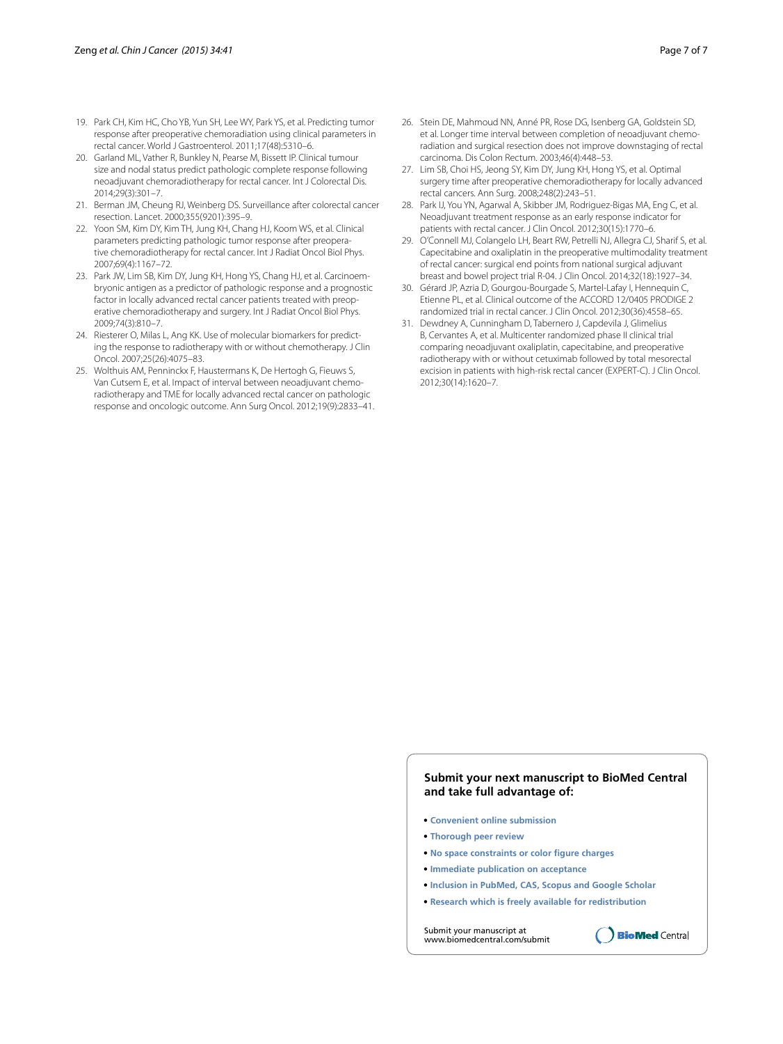19. Park CH, Kim HC, Cho YB, Yun SH, Lee WY, Park YS, et al. Predicting tumor response after preoperative chemoradiation using clinical parameters in rectal cancer. World J Gastroenterol. 2011;17(48):5310–6.
20. Garland ML, Vather R, Bunkley N, Pearse M, Bissett IP. Clinical tumour size and nodal status predict pathologic complete response following neoadjuvant chemoradiotherapy for rectal cancer. Int J Colorectal Dis. 2014;29(3):301–7.
21. Berman JM, Cheung RJ, Weinberg DS. Surveillance after colorectal cancer resection. Lancet. 2000;355(9201):395–9.
22. Yoon SM, Kim DY, Kim TH, Jung KH, Chang HJ, Koom WS, et al. Clinical parameters predicting pathologic tumor response after preoperative chemoradiotherapy for rectal cancer. Int J Radiat Oncol Biol Phys. 2007;69(4):1167–72.
23. Park JW, Lim SB, Kim DY, Jung KH, Hong YS, Chang HJ, et al. Carcinoembryonic antigen as a predictor of pathologic response and a prognostic factor in locally advanced rectal cancer patients treated with preoperative chemoradiotherapy and surgery. Int J Radiat Oncol Biol Phys. 2009;74(3):810–7.
24. Riesterer O, Milas L, Ang KK. Use of molecular biomarkers for predicting the response to radiotherapy with or without chemotherapy. J Clin Oncol. 2007;25(26):4075–83.
25. Wolthuis AM, Penninckx F, Haustermans K, De Hertogh G, Fieuws S, Van Cutsem E, et al. Impact of interval between neoadjuvant chemoradiotherapy and TME for locally advanced rectal cancer on pathologic response and oncologic outcome. Ann Surg Oncol. 2012;19(9):2833–41.
26. Stein DE, Mahmoud NN, Anné PR, Rose DG, Isenberg GA, Goldstein SD, et al. Longer time interval between completion of neoadjuvant chemoradiation and surgical resection does not improve downstaging of rectal carcinoma. Dis Colon Rectum. 2003;46(4):448–53.
27. Lim SB, Choi HS, Jeong SY, Kim DY, Jung KH, Hong YS, et al. Optimal surgery time after preoperative chemoradiotherapy for locally advanced rectal cancers. Ann Surg. 2008;248(2):243–51.
28. Park IJ, You YN, Agarwal A, Skibber JM, Rodriguez-Bigas MA, Eng C, et al. Neoadjuvant treatment response as an early response indicator for patients with rectal cancer. J Clin Oncol. 2012;30(15):1770–6.
29. O'Connell MJ, Colangelo LH, Beart RW, Petrelli NJ, Allegra CJ, Sharif S, et al. Capecitabine and oxaliplatin in the preoperative multimodality treatment of rectal cancer: surgical end points from national surgical adjuvant breast and bowel project trial R-04. J Clin Oncol. 2014;32(18):1927–34.
30. Gérard JP, Azria D, Gourgou-Bourgade S, Martel-Lafay I, Hennequin C, Etienne PL, et al. Clinical outcome of the ACCORD 12/0405 PRODIGE 2 randomized trial in rectal cancer. J Clin Oncol. 2012;30(36):4558–65.
31. Dewdney A, Cunningham D, Tabernero J, Capdevila J, Glimelius B, Cervantes A, et al. Multicenter randomized phase II clinical trial comparing neoadjuvant oxaliplatin, capecitabine, and preoperative radiotherapy with or without cetuximab followed by total mesorectal excision in patients with high-risk rectal cancer (EXPERT-C). J Clin Oncol. 2012;30(14):1620–7.

**Submit your next manuscript to BioMed Central and take full advantage of:**

- **Convenient online submission**
- **Thorough peer review**
- **No space constraints or color figure charges**
- **Immediate publication on acceptance**
- **Inclusion in PubMed, CAS, Scopus and Google Scholar**
- **Research which is freely available for redistribution**

Submit your manuscript at
www.biomedcentral.com/submit

BioMed Central